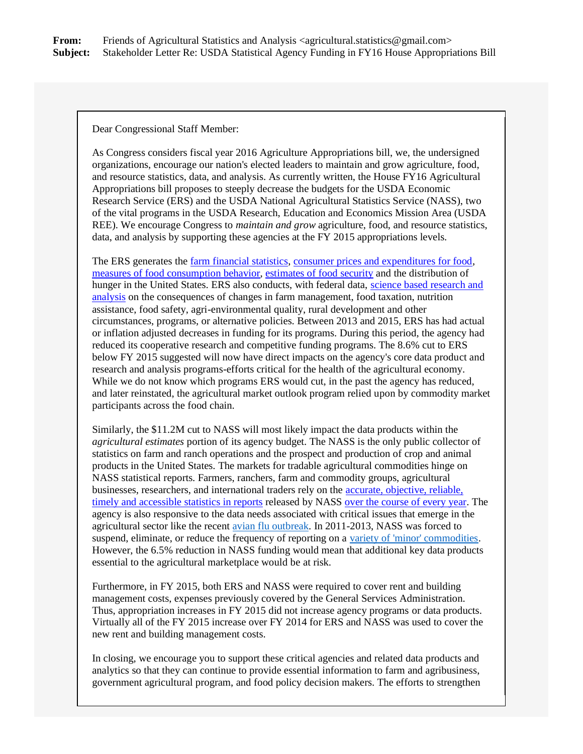**From:** Friends of Agricultural Statistics and Analysis <agricultural.statistics@gmail.com>
**Subject:** Stakeholder Letter Re: USDA Statistical Agency Funding in FY16 House Appropriations Bill

Dear Congressional Staff Member:

As Congress considers fiscal year 2016 Agriculture Appropriations bill, we, the undersigned organizations, encourage our nation's elected leaders to maintain and grow agriculture, food, and resource statistics, data, and analysis. As currently written, the House FY16 Agricultural Appropriations bill proposes to steeply decrease the budgets for the USDA Economic Research Service (ERS) and the USDA National Agricultural Statistics Service (NASS), two of the vital programs in the USDA Research, Education and Economics Mission Area (USDA REE). We encourage Congress to *maintain and grow* agriculture, food, and resource statistics, data, and analysis by supporting these agencies at the FY 2015 appropriations levels.

The ERS generates the farm financial statistics, consumer prices and expenditures for food, measures of food consumption behavior, estimates of food security and the distribution of hunger in the United States. ERS also conducts, with federal data, science based research and analysis on the consequences of changes in farm management, food taxation, nutrition assistance, food safety, agri-environmental quality, rural development and other circumstances, programs, or alternative policies. Between 2013 and 2015, ERS has had actual or inflation adjusted decreases in funding for its programs. During this period, the agency had reduced its cooperative research and competitive funding programs. The 8.6% cut to ERS below FY 2015 suggested will now have direct impacts on the agency's core data product and research and analysis programs-efforts critical for the health of the agricultural economy. While we do not know which programs ERS would cut, in the past the agency has reduced, and later reinstated, the agricultural market outlook program relied upon by commodity market participants across the food chain.

Similarly, the $11.2M cut to NASS will most likely impact the data products within the *agricultural estimates* portion of its agency budget. The NASS is the only public collector of statistics on farm and ranch operations and the prospect and production of crop and animal products in the United States. The markets for tradable agricultural commodities hinge on NASS statistical reports. Farmers, ranchers, farm and commodity groups, agricultural businesses, researchers, and international traders rely on the accurate, objective, reliable, timely and accessible statistics in reports released by NASS over the course of every year. The agency is also responsive to the data needs associated with critical issues that emerge in the agricultural sector like the recent avian flu outbreak. In 2011-2013, NASS was forced to suspend, eliminate, or reduce the frequency of reporting on a variety of 'minor' commodities. However, the 6.5% reduction in NASS funding would mean that additional key data products essential to the agricultural marketplace would be at risk.

Furthermore, in FY 2015, both ERS and NASS were required to cover rent and building management costs, expenses previously covered by the General Services Administration. Thus, appropriation increases in FY 2015 did not increase agency programs or data products. Virtually all of the FY 2015 increase over FY 2014 for ERS and NASS was used to cover the new rent and building management costs.

In closing, we encourage you to support these critical agencies and related data products and analytics so that they can continue to provide essential information to farm and agribusiness, government agricultural program, and food policy decision makers. The efforts to strengthen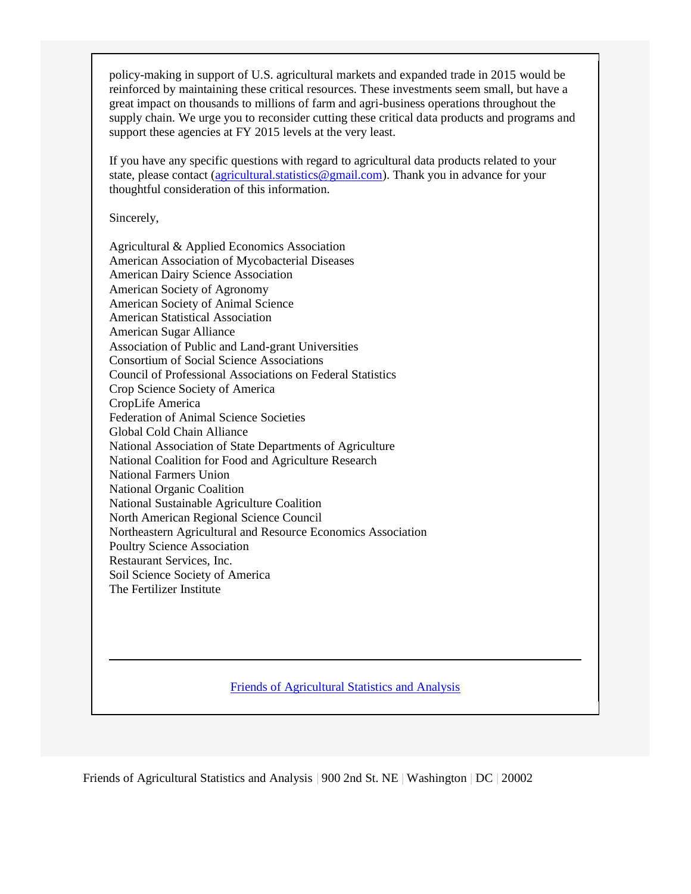policy-making in support of U.S. agricultural markets and expanded trade in 2015 would be reinforced by maintaining these critical resources. These investments seem small, but have a great impact on thousands to millions of farm and agri-business operations throughout the supply chain. We urge you to reconsider cutting these critical data products and programs and support these agencies at FY 2015 levels at the very least.

If you have any specific questions with regard to agricultural data products related to your state, please contact (agricultural.statistics@gmail.com). Thank you in advance for your thoughtful consideration of this information.

Sincerely,

Agricultural & Applied Economics Association
American Association of Mycobacterial Diseases
American Dairy Science Association
American Society of Agronomy
American Society of Animal Science
American Statistical Association
American Sugar Alliance
Association of Public and Land-grant Universities
Consortium of Social Science Associations
Council of Professional Associations on Federal Statistics
Crop Science Society of America
CropLife America
Federation of Animal Science Societies
Global Cold Chain Alliance
National Association of State Departments of Agriculture
National Coalition for Food and Agriculture Research
National Farmers Union
National Organic Coalition
National Sustainable Agriculture Coalition
North American Regional Science Council
Northeastern Agricultural and Resource Economics Association
Poultry Science Association
Restaurant Services, Inc.
Soil Science Society of America
The Fertilizer Institute

---

Friends of Agricultural Statistics and Analysis

Friends of Agricultural Statistics and Analysis | 900 2nd St. NE | Washington | DC | 20002